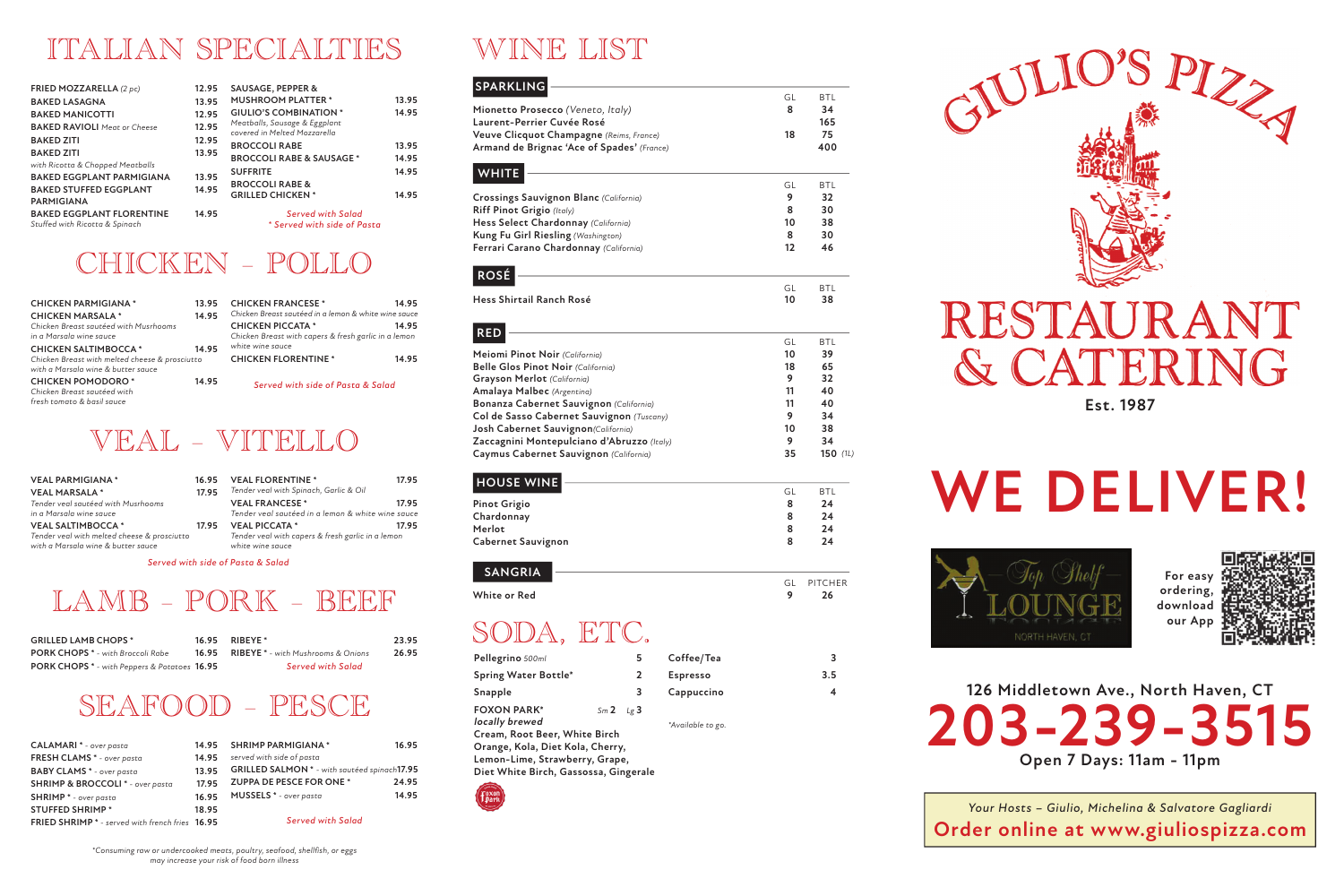# ITALIAN SPECIALTIES

| Item | Price |
|---|---|
| FRIED MOZZARELLA *(2 pc)* | 12.95 |
| BAKED LASAGNA | 13.95 |
| BAKED MANICOTTI | 12.95 |
| BAKED RAVIOLI *Meat or Cheese* | 12.95 |
| BAKED ZITI | 12.95 |
| BAKED ZITI *with Ricotta & Chopped Meatballs* | 13.95 |
| BAKED EGGPLANT PARMIGIANA | 13.95 |
| BAKED STUFFED EGGPLANT PARMIGIANA | 14.95 |
| BAKED EGGPLANT FLORENTINE *Stuffed with Ricotta & Spinach* | 14.95 |
| SAUSAGE, PEPPER & MUSHROOM PLATTER * | 13.95 |
| GIULIO'S COMBINATION * *Meatballs, Sausage & Eggplant covered in Melted Mozzarella* | 14.95 |
| BROCCOLI RABE | 13.95 |
| BROCCOLI RABE & SAUSAGE * | 14.95 |
| SUFFRITE | 14.95 |
| BROCCOLI RABE & GRILLED CHICKEN * | 14.95 |

*Served with Salad*
*\* Served with side of Pasta*

# CHICKEN - POLLO

| Item | Price |
|---|---|
| CHICKEN PARMIGIANA * | 13.95 |
| CHICKEN MARSALA * *Chicken Breast sautéed with Musrhooms in a Marsala wine sauce* | 14.95 |
| CHICKEN SALTIMBOCCA * *Chicken Breast with melted cheese & prosciutto with a Marsala wine & butter sauce* | 14.95 |
| CHICKEN POMODORO * *Chicken Breast sautéed with fresh tomato & basil sauce* | 14.95 |
| CHICKEN FRANCESE * *Chicken Breast sautéed in a lemon & white wine sauce* | 14.95 |
| CHICKEN PICCATA * *Chicken Breast with capers & fresh garlic in a lemon white wine sauce* | 14.95 |
| CHICKEN FLORENTINE * | 14.95 |

*Served with side of Pasta & Salad*

# VEAL - VITELLO

| Item | Price |
|---|---|
| VEAL PARMIGIANA * | 16.95 |
| VEAL MARSALA * *Tender veal sautéed with Musrhooms in a Marsala wine sauce* | 17.95 |
| VEAL SALTIMBOCCA * *Tender veal with melted cheese & prosciutto with a Marsala wine & butter sauce* | 17.95 |
| VEAL FLORENTINE * *Tender veal with Spinach, Garlic & Oil* | 17.95 |
| VEAL FRANCESE * *Tender veal sautéed in a lemon & white wine sauce* | 17.95 |
| VEAL PICCATA * *Tender veal with capers & fresh garlic in a lemon white wine sauce* | 17.95 |

*Served with side of Pasta & Salad*

# LAMB - PORK - BEEF

| Item | Price |
|---|---|
| GRILLED LAMB CHOPS * | 16.95 |
| PORK CHOPS * - *with Broccoli Rabe* | 16.95 |
| PORK CHOPS * - *with Peppers & Potatoes* | 16.95 |
| RIBEYE * | 23.95 |
| RIBEYE * - *with Mushrooms & Onions* | 26.95 |

*Served with Salad*

# SEAFOOD - PESCE

| Item | Price |
|---|---|
| CALAMARI * - *over pasta* | 14.95 |
| FRESH CLAMS * - *over pasta* | 14.95 |
| BABY CLAMS * - *over pasta* | 13.95 |
| SHRIMP & BROCCOLI * - *over pasta* | 17.95 |
| SHRIMP * - *over pasta* | 16.95 |
| STUFFED SHRIMP * | 18.95 |
| FRIED SHRIMP * - *served with french fries* | 16.95 |
| SHRIMP PARMIGIANA * *served with side of pasta* | 16.95 |
| GRILLED SALMON * - *with sautéed spinach* | 17.95 |
| ZUPPA DE PESCE FOR ONE * | 24.95 |
| MUSSELS * - *over pasta* | 14.95 |

*Served with Salad*

*\*Consuming raw or undercooked meats, poultry, seafood, shellfish, or eggs may increase your risk of food born illness*

# WINE LIST

## SPARKLING

| Wine | GL | BTL |
|---|---|---|
| Mionetto Prosecco *(Veneto, Italy)* | 8 | 34 |
| Laurent-Perrier Cuvée Rosé | | 165 |
| Veuve Clicquot Champagne *(Reims, France)* | 18 | 75 |
| Armand de Brignac 'Ace of Spades' *(France)* | | 400 |

## WHITE

| Wine | GL | BTL |
|---|---|---|
| Crossings Sauvignon Blanc *(California)* | 9 | 32 |
| Riff Pinot Grigio *(Italy)* | 8 | 30 |
| Hess Select Chardonnay *(California)* | 10 | 38 |
| Kung Fu Girl Riesling *(Washington)* | 8 | 30 |
| Ferrari Carano Chardonnay *(California)* | 12 | 46 |

## ROSÉ

| Wine | GL | BTL |
|---|---|---|
| Hess Shirtail Ranch Rosé | 10 | 38 |

## RED

| Wine | GL | BTL |
|---|---|---|
| Meiomi Pinot Noir *(California)* | 10 | 39 |
| Belle Glos Pinot Noir *(California)* | 18 | 65 |
| Grayson Merlot *(California)* | 9 | 32 |
| Amalaya Malbec *(Argentina)* | 11 | 40 |
| Bonanza Cabernet Sauvignon *(California)* | 11 | 40 |
| Col de Sasso Cabernet Sauvignon *(Tuscany)* | 9 | 34 |
| Josh Cabernet Sauvignon *(California)* | 10 | 38 |
| Zaccagnini Montepulciano d'Abruzzo *(Italy)* | 9 | 34 |
| Caymus Cabernet Sauvignon *(California)* | 35 | 150 *(1L)* |

## HOUSE WINE

| Wine | GL | BTL |
|---|---|---|
| Pinot Grigio | 8 | 24 |
| Chardonnay | 8 | 24 |
| Merlot | 8 | 24 |
| Cabernet Sauvignon | 8 | 24 |

## SANGRIA

| | GL | PITCHER |
|---|---|---|
| White or Red | 9 | 26 |

# SODA, ETC.

| Item | Price |
|---|---|
| Pellegrino *500ml* | 5 |
| Spring Water Bottle* | 2 |
| Snapple | 3 |
| FOXON PARK* *locally brewed* | Sm 2 Lg 3 |
| Coffee/Tea | 3 |
| Espresso | 3.5 |
| Cappuccino | 4 |

Cream, Root Beer, White Birch Orange, Kola, Diet Kola, Cherry, Lemon-Lime, Strawberry, Grape, Diet White Birch, Gassossa, Gingerale

*\*Available to go.*

# GIULIO'S PIZZA

# RESTAURANT & CATERING

**Est. 1987**

# WE DELIVER!

Top Shelf LOUNGE
NORTH HAVEN, CT

For easy ordering, download our App

**126 Middletown Ave., North Haven, CT**

# 203-239-3515

**Open 7 Days: 11am - 11pm**

*Your Hosts – Giulio, Michelina & Salvatore Gagliardi*

**Order online at www.giuliospizza.com**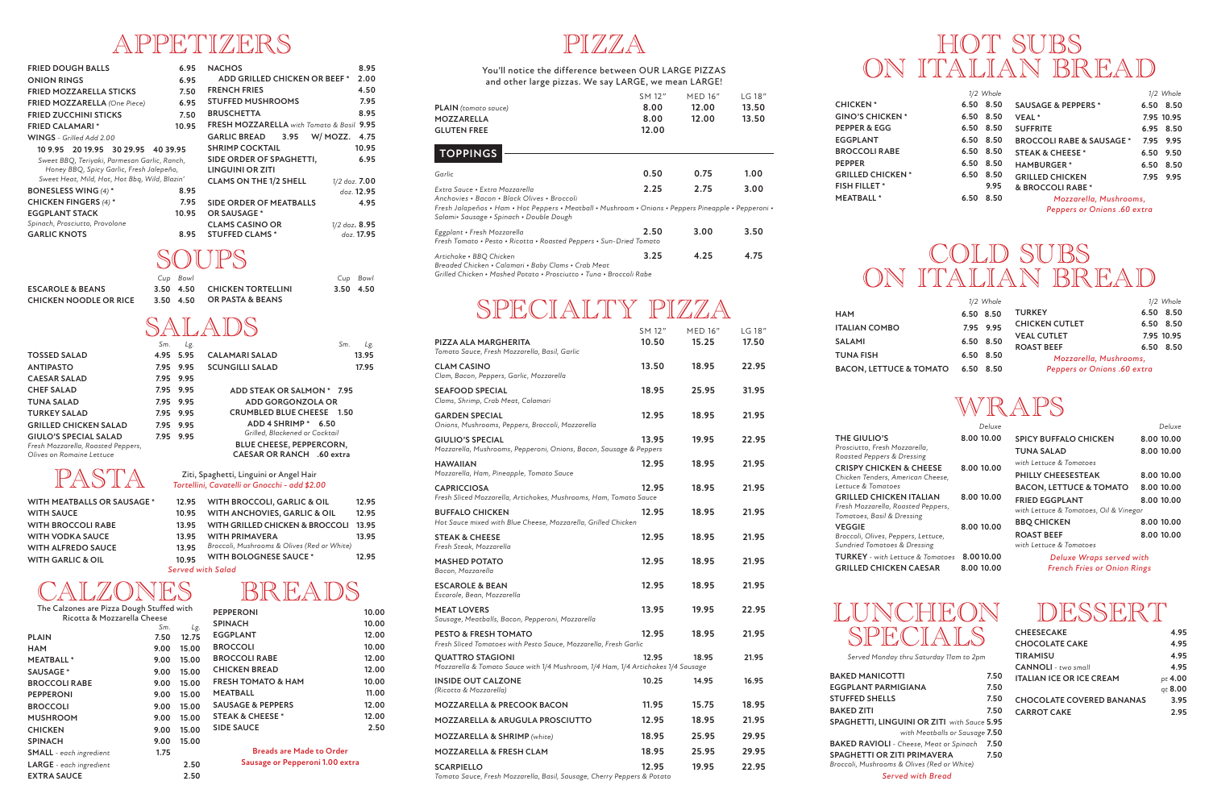# APPETIZERS

| | |
|---|---|
| FRIED DOUGH BALLS | 6.95 |
| ONION RINGS | 6.95 |
| FRIED MOZZARELLA STICKS | 7.50 |
| FRIED MOZZARELLA *(One Piece)* | 6.95 |
| FRIED ZUCCHINI STICKS | 7.50 |
| FRIED CALAMARI * | 10.95 |
| WINGS - *Grilled Add 2.00* | |
| 10 9.95 20 19.95 30 29.95 40 39.95 | |
| *Sweet BBQ, Teriyaki, Parmesan Garlic, Ranch, Honey BBQ, Spicy Garlic, Fresh Jalapeño, Sweet Heat, Mild, Hot, Hot Bbq, Wild, Blazin'* | |
| BONELESS WING *(4)* * | 8.95 |
| CHICKEN FINGERS *(4)* * | 7.95 |
| EGGPLANT STACK | 10.95 |
| *Spinach, Prosciutto, Provolone* | |
| GARLIC KNOTS | 8.95 |
| NACHOS | 8.95 |
| ADD GRILLED CHICKEN OR BEEF * | 2.00 |
| FRENCH FRIES | 4.50 |
| STUFFED MUSHROOMS | 7.95 |
| BRUSCHETTA | 8.95 |
| FRESH MOZZARELLA *with Tomato & Basil* | 9.95 |
| GARLIC BREAD 3.95 W/ MOZZ. | 4.75 |
| SHRIMP COCKTAIL | 10.95 |
| SIDE ORDER OF SPAGHETTI, LINGUINI OR ZITI | 6.95 |
| CLAMS ON THE 1/2 SHELL | *1/2 doz.* 7.00 *doz.* 12.95 |
| SIDE ORDER OF MEATBALLS OR SAUSAGE * | 4.95 |
| CLAMS CASINO OR STUFFED CLAMS * | *1/2 doz.* 8.95 *doz.* 17.95 |

# SOUPS

| | Cup | Bowl |
|---|---|---|
| ESCAROLE & BEANS | 3.50 | 4.50 |
| CHICKEN NOODLE OR RICE | 3.50 | 4.50 |
| CHICKEN TORTELLINI OR PASTA & BEANS | 3.50 | 4.50 |

# SALADS

| | Sm. | Lg. |
|---|---|---|
| TOSSED SALAD | 4.95 | 5.95 |
| ANTIPASTO | 7.95 | 9.95 |
| CAESAR SALAD | 7.95 | 9.95 |
| CHEF SALAD | 7.95 | 9.95 |
| TUNA SALAD | 7.95 | 9.95 |
| TURKEY SALAD | 7.95 | 9.95 |
| GRILLED CHICKEN SALAD | 7.95 | 9.95 |
| GIULO'S SPECIAL SALAD *Fresh Mozzarella, Roasted Peppers, Olives on Romaine Lettuce* | 7.95 | 9.95 |
| CALAMARI SALAD | | 13.95 |
| SCUNGILLI SALAD | | 17.95 |

ADD STEAK OR SALMON * 7.95
ADD GORGONZOLA OR CRUMBLED BLUE CHEESE 1.50
ADD 4 SHRIMP * 6.50
*Grilled, Blackened or Cocktail*
BLUE CHEESE, PEPPERCORN, CAESAR OR RANCH .60 extra

# PASTA

Ziti, Spaghetti, Linguini or Angel Hair
*Tortellini, Cavatelli or Gnocchi - add $2.00*

| | |
|---|---|
| WITH MEATBALLS OR SAUSAGE * | 12.95 |
| WITH SAUCE | 10.95 |
| WITH BROCCOLI RABE | 13.95 |
| WITH VODKA SAUCE | 13.95 |
| WITH ALFREDO SAUCE | 13.95 |
| WITH GARLIC & OIL | 10.95 |
| WITH BROCCOLI, GARLIC & OIL | 12.95 |
| WITH ANCHOVIES, GARLIC & OIL | 12.95 |
| WITH GRILLED CHICKEN & BROCCOLI | 13.95 |
| WITH PRIMAVERA *Broccoli, Mushrooms & Olives (Red or White)* | 13.95 |
| WITH BOLOGNESE SAUCE * | 12.95 |

*Served with Salad*

# CALZONES

The Calzones are Pizza Dough Stuffed with Ricotta & Mozzarella Cheese

| | Sm. | Lg. |
|---|---|---|
| PLAIN | 7.50 | 12.75 |
| HAM | 9.00 | 15.00 |
| MEATBALL * | 9.00 | 15.00 |
| SAUSAGE * | 9.00 | 15.00 |
| BROCCOLI RABE | 9.00 | 15.00 |
| PEPPERONI | 9.00 | 15.00 |
| BROCCOLI | 9.00 | 15.00 |
| MUSHROOM | 9.00 | 15.00 |
| CHICKEN | 9.00 | 15.00 |
| SPINACH | 9.00 | 15.00 |
| SMALL - *each ingredient* | 1.75 | |
| LARGE - *each ingredient* | | 2.50 |
| EXTRA SAUCE | | 2.50 |

# BREADS

| | |
|---|---|
| PEPPERONI | 10.00 |
| SPINACH | 10.00 |
| EGGPLANT | 12.00 |
| BROCCOLI | 10.00 |
| BROCCOLI RABE | 12.00 |
| CHICKEN BREAD | 12.00 |
| FRESH TOMATO & HAM | 10.00 |
| MEATBALL | 11.00 |
| SAUSAGE & PEPPERS | 12.00 |
| STEAK & CHEESE * | 12.00 |
| SIDE SAUCE | 2.50 |

Breads are Made to Order
Sausage or Pepperoni 1.00 extra

# PIZZA

You'll notice the difference between OUR LARGE PIZZAS and other large pizzas. We say LARGE, we mean LARGE!

| | SM 12" | MED 16" | LG 18" |
|---|---|---|---|
| PLAIN *(tomato sauce)* | 8.00 | 12.00 | 13.50 |
| MOZZARELLA | 8.00 | 12.00 | 13.50 |
| GLUTEN FREE | 12.00 | | |

## TOPPINGS

| | | | |
|---|---|---|---|
| *Garlic* | 0.50 | 0.75 | 1.00 |
| *Extra Sauce • Extra Mozzarella Anchovies • Bacon • Black Olives • Broccoli Fresh Jalapeños • Ham • Hot Peppers • Meatball • Mushroom • Onions • Peppers Pineapple • Pepperoni • Salami• Sausage • Spinach • Double Dough* | 2.25 | 2.75 | 3.00 |
| *Eggplant • Fresh Mozzarella Fresh Tomato • Pesto • Ricotta • Roasted Peppers • Sun-Dried Tomato* | 2.50 | 3.00 | 3.50 |
| *Artichoke • BBQ Chicken Breaded Chicken • Calamari • Baby Clams • Crab Meat Grilled Chicken • Mashed Potato • Prosciutto • Tuna • Broccoli Rabe* | 3.25 | 4.25 | 4.75 |

# SPECIALTY PIZZA

| | SM 12" | MED 16" | LG 18" |
|---|---|---|---|
| PIZZA ALA MARGHERITA *Tomato Sauce, Fresh Mozzarella, Basil, Garlic* | 10.50 | 15.25 | 17.50 |
| CLAM CASINO *Clam, Bacon, Peppers, Garlic, Mozzarella* | 13.50 | 18.95 | 22.95 |
| SEAFOOD SPECIAL *Clams, Shrimp, Crab Meat, Calamari* | 18.95 | 25.95 | 31.95 |
| GARDEN SPECIAL *Onions, Mushrooms, Peppers, Broccoli, Mozzarella* | 12.95 | 18.95 | 21.95 |
| GIULIO'S SPECIAL *Mozzarella, Mushrooms, Pepperoni, Onions, Bacon, Sausage & Peppers* | 13.95 | 19.95 | 22.95 |
| HAWAIIAN *Mozzarella, Ham, Pineapple, Tomato Sauce* | 12.95 | 18.95 | 21.95 |
| CAPRICCIOSA *Fresh Sliced Mozzarella, Artichokes, Mushrooms, Ham, Tomato Sauce* | 12.95 | 18.95 | 21.95 |
| BUFFALO CHICKEN *Hot Sauce mixed with Blue Cheese, Mozzarella, Grilled Chicken* | 12.95 | 18.95 | 21.95 |
| STEAK & CHEESE *Fresh Steak, Mozzarella* | 12.95 | 18.95 | 21.95 |
| MASHED POTATO *Bacon, Mozzarella* | 12.95 | 18.95 | 21.95 |
| ESCAROLE & BEAN *Escarole, Bean, Mozzarella* | 12.95 | 18.95 | 21.95 |
| MEAT LOVERS *Sausage, Meatballs, Bacon, Pepperoni, Mozzarella* | 13.95 | 19.95 | 22.95 |
| PESTO & FRESH TOMATO *Fresh Sliced Tomatoes with Pesto Sauce, Mozzarella, Fresh Garlic* | 12.95 | 18.95 | 21.95 |
| QUATTRO STAGIONI *Mozzarella & Tomato Sauce with 1/4 Mushroom, 1/4 Ham, 1/4 Artichokes 1/4 Sausage* | 12.95 | 18.95 | 21.95 |
| INSIDE OUT CALZONE *(Ricotta & Mozzarella)* | 10.25 | 14.95 | 16.95 |
| MOZZARELLA & PRECOOK BACON | 11.95 | 15.75 | 18.95 |
| MOZZARELLA & ARUGULA PROSCIUTTO | 12.95 | 18.95 | 21.95 |
| MOZZARELLA & SHRIMP *(white)* | 18.95 | 25.95 | 29.95 |
| MOZZARELLA & FRESH CLAM | 18.95 | 25.95 | 29.95 |
| SCARPIELLO *Tomato Sauce, Fresh Mozzarella, Basil, Sausage, Cherry Peppers & Potato* | 12.95 | 19.95 | 22.95 |

# HOT SUBS ON ITALIAN BREAD

| | 1/2 | Whole |
|---|---|---|
| CHICKEN * | 6.50 | 8.50 |
| GINO'S CHICKEN * | 6.50 | 8.50 |
| PEPPER & EGG | 6.50 | 8.50 |
| EGGPLANT | 6.50 | 8.50 |
| BROCCOLI RABE | 6.50 | 8.50 |
| PEPPER | 6.50 | 8.50 |
| GRILLED CHICKEN * | 6.50 | 8.50 |
| FISH FILLET * | | 9.95 |
| MEATBALL * | 6.50 | 8.50 |
| SAUSAGE & PEPPERS * | 6.50 | 8.50 |
| VEAL * | 7.95 | 10.95 |
| SUFFRITE | 6.95 | 8.50 |
| BROCCOLI RABE & SAUSAGE * | 7.95 | 9.95 |
| STEAK & CHEESE * | 6.50 | 9.50 |
| HAMBURGER * | 6.50 | 8.50 |
| GRILLED CHICKEN & BROCCOLI RABE * | 7.95 | 9.95 |

*Mozzarella, Mushrooms, Peppers or Onions .60 extra*

# COLD SUBS ON ITALIAN BREAD

| | 1/2 | Whole |
|---|---|---|
| HAM | 6.50 | 8.50 |
| ITALIAN COMBO | 7.95 | 9.95 |
| SALAMI | 6.50 | 8.50 |
| TUNA FISH | 6.50 | 8.50 |
| BACON, LETTUCE & TOMATO | 6.50 | 8.50 |
| TURKEY | 6.50 | 8.50 |
| CHICKEN CUTLET | 6.50 | 8.50 |
| VEAL CUTLET | 7.95 | 10.95 |
| ROAST BEEF | 6.50 | 8.50 |

*Mozzarella, Mushrooms, Peppers or Onions .60 extra*

# WRAPS

| | | Deluxe |
|---|---|---|
| THE GIULIO'S *Prosciutto, Fresh Mozzarella, Roasted Peppers & Dressing* | 8.00 | 10.00 |
| CRISPY CHICKEN & CHEESE *Chicken Tenders, American Cheese, Lettuce & Tomatoes* | 8.00 | 10.00 |
| GRILLED CHICKEN ITALIAN *Fresh Mozzarella, Roasted Peppers, Tomatoes, Basil & Dressing* | 8.00 | 10.00 |
| VEGGIE *Broccoli, Olives, Peppers, Lettuce, Sundried Tomatoes & Dressing* | 8.00 | 10.00 |
| TURKEY - *with Lettuce & Tomatoes* | 8.00 | 10.00 |
| GRILLED CHICKEN CAESAR | 8.00 | 10.00 |
| SPICY BUFFALO CHICKEN | 8.00 | 10.00 |
| TUNA SALAD *with Lettuce & Tomatoes* | 8.00 | 10.00 |
| PHILLY CHEESESTEAK | 8.00 | 10.00 |
| BACON, LETTUCE & TOMATO | 8.00 | 10.00 |
| FRIED EGGPLANT *with Lettuce & Tomatoes, Oil & Vinegar* | 8.00 | 10.00 |
| BBQ CHICKEN | 8.00 | 10.00 |
| ROAST BEEF *with Lettuce & Tomatoes* | 8.00 | 10.00 |

*Deluxe Wraps served with French Fries or Onion Rings*

# LUNCHEON SPECIALS

*Served Monday thru Saturday 11am to 2pm*

| | |
|---|---|
| BAKED MANICOTTI | 7.50 |
| EGGPLANT PARMIGIANA | 7.50 |
| STUFFED SHELLS | 7.50 |
| BAKED ZITI | 7.50 |
| SPAGHETTI, LINGUINI OR ZITI *with Sauce* | 5.95 |
| *with Meatballs or Sausage* | 7.50 |
| BAKED RAVIOLI - *Cheese, Meat or Spinach* | 7.50 |
| SPAGHETTI OR ZITI PRIMAVERA *Broccoli, Mushrooms & Olives (Red or White)* | 7.50 |

*Served with Bread*

# DESSERT

| | |
|---|---|
| CHEESECAKE | 4.95 |
| CHOCOLATE CAKE | 4.95 |
| TIRAMISU | 4.95 |
| CANNOLI - *two small* | 4.95 |
| ITALIAN ICE OR ICE CREAM | *pt* 4.00 *qt* 8.00 |
| CHOCOLATE COVERED BANANAS | 3.95 |
| CARROT CAKE | 2.95 |